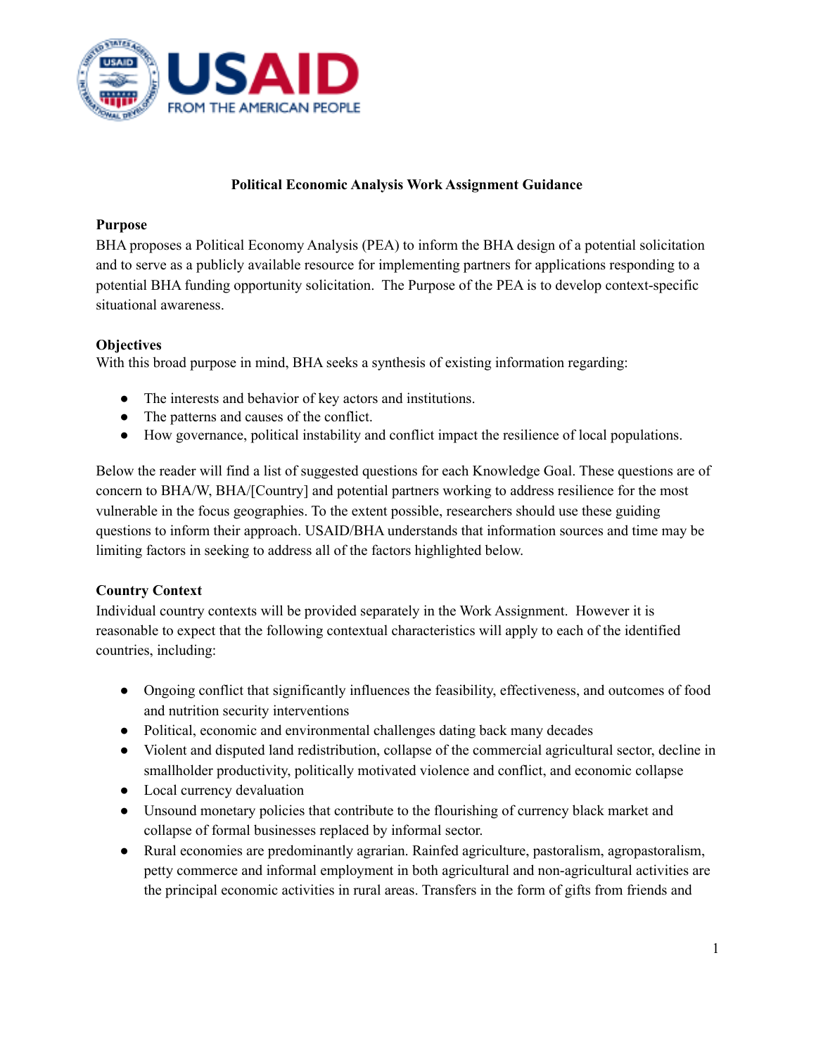# Political Economic Analysis Work Assignment Guidance

## Purpose

BHA proposes a Political Economy Analysis (PEA) to inform the BHA design of a potential solicitation and to serve as a publicly available resource for implementing partners for applications responding to a potential BHA funding opportunity solicitation. The Purpose of the PEA is to develop context-specific situational awareness.

## Objectives

With this broad purpose in mind, BHA seeks a synthesis of existing information regarding:

- The interests and behavior of key actors and institutions.
- The patterns and causes of the conflict.
- How governance, political instability and conflict impact the resilience of local populations.

Below the reader will find a list of suggested questions for each Knowledge Goal. These questions are of concern to BHA/W, BHA/[Country] and potential partners working to address resilience for the most vulnerable in the focus geographies. To the extent possible, researchers should use these guiding questions to inform their approach. USAID/BHA understands that information sources and time may be limiting factors in seeking to address all of the factors highlighted below.

## Country Context

Individual country contexts will be provided separately in the Work Assignment. However it is reasonable to expect that the following contextual characteristics will apply to each of the identified countries, including:

- Ongoing conflict that significantly influences the feasibility, effectiveness, and outcomes of food and nutrition security interventions
- Political, economic and environmental challenges dating back many decades
- Violent and disputed land redistribution, collapse of the commercial agricultural sector, decline in smallholder productivity, politically motivated violence and conflict, and economic collapse
- Local currency devaluation
- Unsound monetary policies that contribute to the flourishing of currency black market and collapse of formal businesses replaced by informal sector.
- Rural economies are predominantly agrarian. Rainfed agriculture, pastoralism, agropastoralism, petty commerce and informal employment in both agricultural and non-agricultural activities are the principal economic activities in rural areas. Transfers in the form of gifts from friends and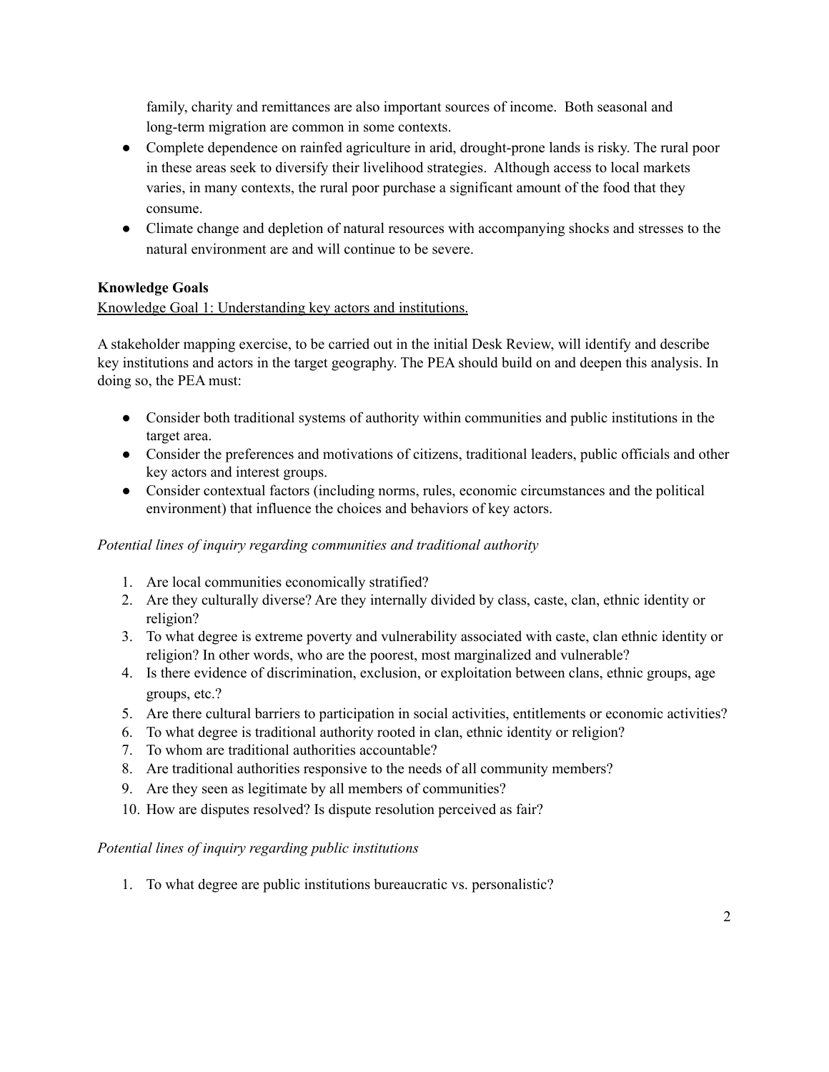family, charity and remittances are also important sources of income. Both seasonal and long-term migration are common in some contexts.

- Complete dependence on rainfed agriculture in arid, drought-prone lands is risky. The rural poor in these areas seek to diversify their livelihood strategies. Although access to local markets varies, in many contexts, the rural poor purchase a significant amount of the food that they consume.
- Climate change and depletion of natural resources with accompanying shocks and stresses to the natural environment are and will continue to be severe.

**Knowledge Goals**

<u>Knowledge Goal 1: Understanding key actors and institutions.</u>

A stakeholder mapping exercise, to be carried out in the initial Desk Review, will identify and describe key institutions and actors in the target geography. The PEA should build on and deepen this analysis. In doing so, the PEA must:

- Consider both traditional systems of authority within communities and public institutions in the target area.
- Consider the preferences and motivations of citizens, traditional leaders, public officials and other key actors and interest groups.
- Consider contextual factors (including norms, rules, economic circumstances and the political environment) that influence the choices and behaviors of key actors.

*Potential lines of inquiry regarding communities and traditional authority*

1. Are local communities economically stratified?
2. Are they culturally diverse? Are they internally divided by class, caste, clan, ethnic identity or religion?
3. To what degree is extreme poverty and vulnerability associated with caste, clan ethnic identity or religion? In other words, who are the poorest, most marginalized and vulnerable?
4. Is there evidence of discrimination, exclusion, or exploitation between clans, ethnic groups, age groups, etc.?
5. Are there cultural barriers to participation in social activities, entitlements or economic activities?
6. To what degree is traditional authority rooted in clan, ethnic identity or religion?
7. To whom are traditional authorities accountable?
8. Are traditional authorities responsive to the needs of all community members?
9. Are they seen as legitimate by all members of communities?
10. How are disputes resolved? Is dispute resolution perceived as fair?

*Potential lines of inquiry regarding public institutions*

1. To what degree are public institutions bureaucratic vs. personalistic?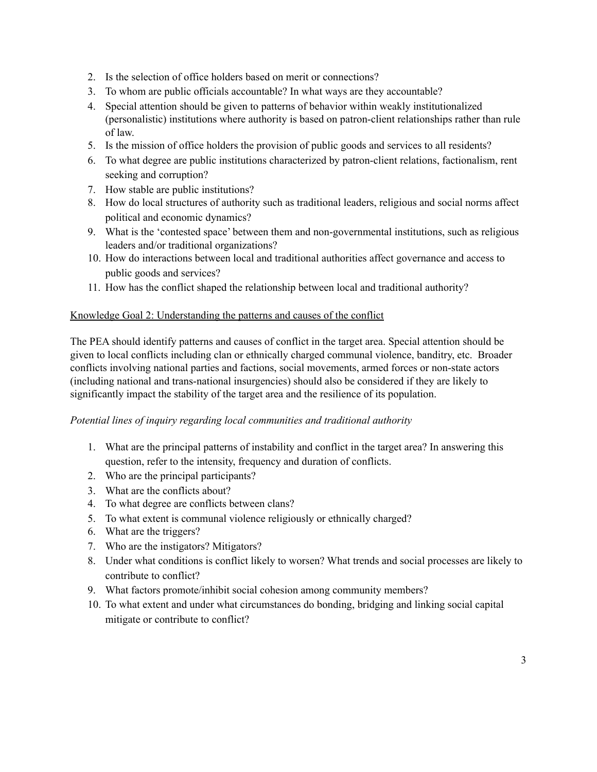2. Is the selection of office holders based on merit or connections?
3. To whom are public officials accountable? In what ways are they accountable?
4. Special attention should be given to patterns of behavior within weakly institutionalized (personalistic) institutions where authority is based on patron-client relationships rather than rule of law.
5. Is the mission of office holders the provision of public goods and services to all residents?
6. To what degree are public institutions characterized by patron-client relations, factionalism, rent seeking and corruption?
7. How stable are public institutions?
8. How do local structures of authority such as traditional leaders, religious and social norms affect political and economic dynamics?
9. What is the 'contested space' between them and non-governmental institutions, such as religious leaders and/or traditional organizations?
10. How do interactions between local and traditional authorities affect governance and access to public goods and services?
11. How has the conflict shaped the relationship between local and traditional authority?

<u>Knowledge Goal 2: Understanding the patterns and causes of the conflict</u>

The PEA should identify patterns and causes of conflict in the target area. Special attention should be given to local conflicts including clan or ethnically charged communal violence, banditry, etc. Broader conflicts involving national parties and factions, social movements, armed forces or non-state actors (including national and trans-national insurgencies) should also be considered if they are likely to significantly impact the stability of the target area and the resilience of its population.

*Potential lines of inquiry regarding local communities and traditional authority*

1. What are the principal patterns of instability and conflict in the target area? In answering this question, refer to the intensity, frequency and duration of conflicts.
2. Who are the principal participants?
3. What are the conflicts about?
4. To what degree are conflicts between clans?
5. To what extent is communal violence religiously or ethnically charged?
6. What are the triggers?
7. Who are the instigators? Mitigators?
8. Under what conditions is conflict likely to worsen? What trends and social processes are likely to contribute to conflict?
9. What factors promote/inhibit social cohesion among community members?
10. To what extent and under what circumstances do bonding, bridging and linking social capital mitigate or contribute to conflict?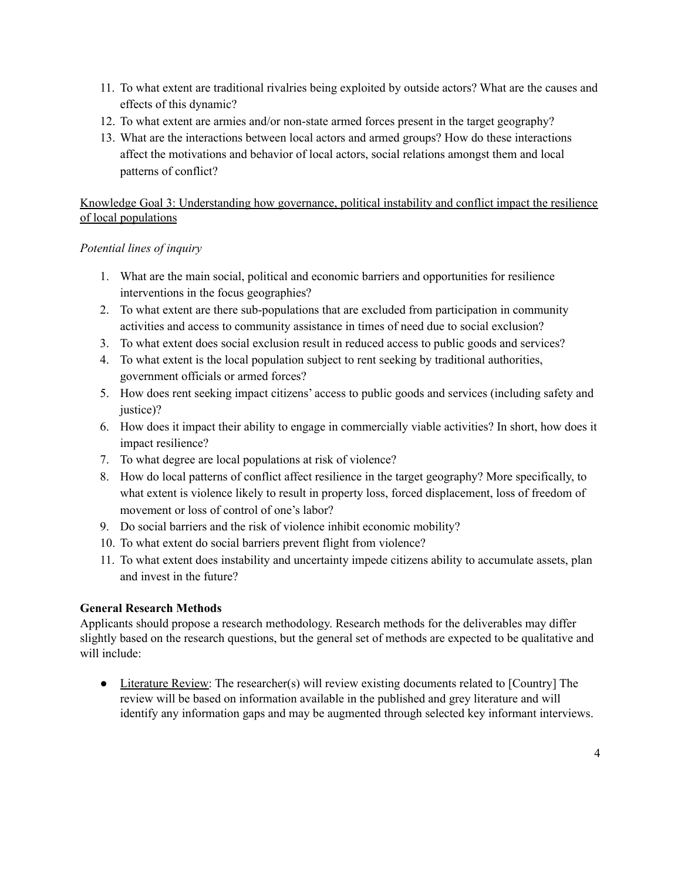11. To what extent are traditional rivalries being exploited by outside actors? What are the causes and effects of this dynamic?
12. To what extent are armies and/or non-state armed forces present in the target geography?
13. What are the interactions between local actors and armed groups? How do these interactions affect the motivations and behavior of local actors, social relations amongst them and local patterns of conflict?

<u>Knowledge Goal 3: Understanding how governance, political instability and conflict impact the resilience of local populations</u>

*Potential lines of inquiry*

1. What are the main social, political and economic barriers and opportunities for resilience interventions in the focus geographies?
2. To what extent are there sub-populations that are excluded from participation in community activities and access to community assistance in times of need due to social exclusion?
3. To what extent does social exclusion result in reduced access to public goods and services?
4. To what extent is the local population subject to rent seeking by traditional authorities, government officials or armed forces?
5. How does rent seeking impact citizens' access to public goods and services (including safety and justice)?
6. How does it impact their ability to engage in commercially viable activities? In short, how does it impact resilience?
7. To what degree are local populations at risk of violence?
8. How do local patterns of conflict affect resilience in the target geography? More specifically, to what extent is violence likely to result in property loss, forced displacement, loss of freedom of movement or loss of control of one's labor?
9. Do social barriers and the risk of violence inhibit economic mobility?
10. To what extent do social barriers prevent flight from violence?
11. To what extent does instability and uncertainty impede citizens ability to accumulate assets, plan and invest in the future?

**General Research Methods**

Applicants should propose a research methodology. Research methods for the deliverables may differ slightly based on the research questions, but the general set of methods are expected to be qualitative and will include:

- <u>Literature Review</u>: The researcher(s) will review existing documents related to [Country] The review will be based on information available in the published and grey literature and will identify any information gaps and may be augmented through selected key informant interviews.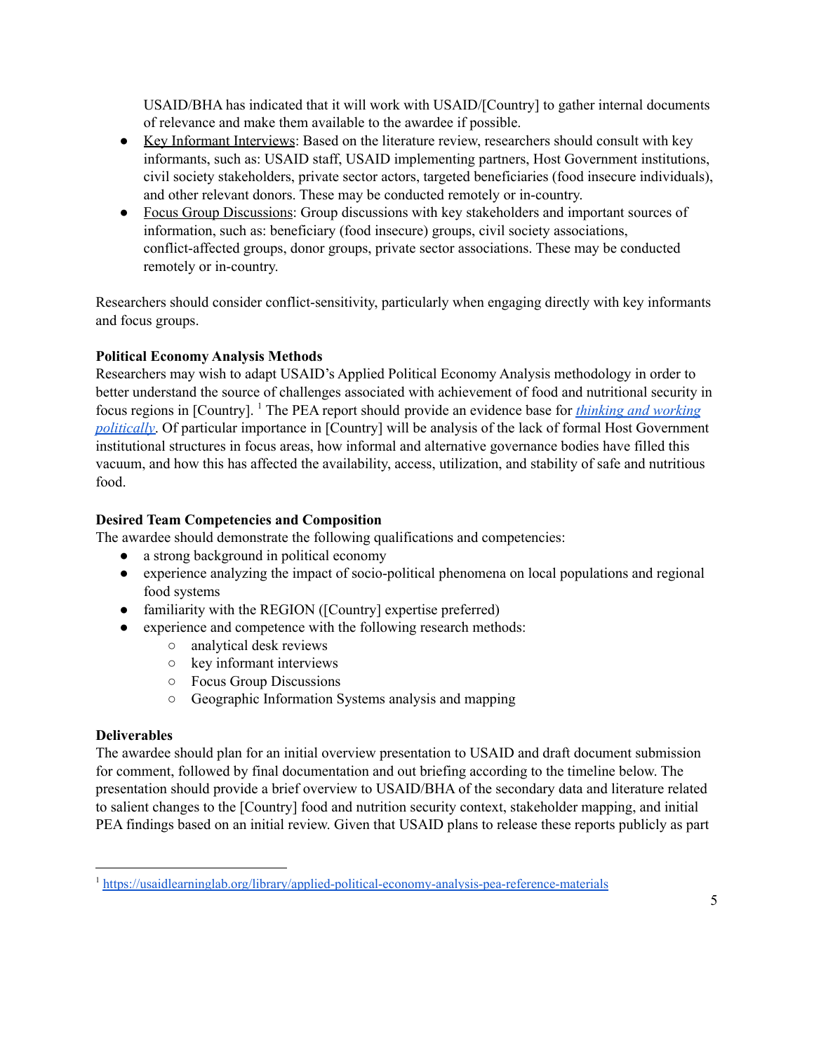USAID/BHA has indicated that it will work with USAID/[Country] to gather internal documents of relevance and make them available to the awardee if possible.

- Key Informant Interviews: Based on the literature review, researchers should consult with key informants, such as: USAID staff, USAID implementing partners, Host Government institutions, civil society stakeholders, private sector actors, targeted beneficiaries (food insecure individuals), and other relevant donors. These may be conducted remotely or in-country.
- Focus Group Discussions: Group discussions with key stakeholders and important sources of information, such as: beneficiary (food insecure) groups, civil society associations, conflict-affected groups, donor groups, private sector associations. These may be conducted remotely or in-country.

Researchers should consider conflict-sensitivity, particularly when engaging directly with key informants and focus groups.

**Political Economy Analysis Methods**

Researchers may wish to adapt USAID's Applied Political Economy Analysis methodology in order to better understand the source of challenges associated with achievement of food and nutritional security in focus regions in [Country]. [1] The PEA report should provide an evidence base for *thinking and working politically*. Of particular importance in [Country] will be analysis of the lack of formal Host Government institutional structures in focus areas, how informal and alternative governance bodies have filled this vacuum, and how this has affected the availability, access, utilization, and stability of safe and nutritious food.

**Desired Team Competencies and Composition**

The awardee should demonstrate the following qualifications and competencies:

- a strong background in political economy
- experience analyzing the impact of socio-political phenomena on local populations and regional food systems
- familiarity with the REGION ([Country] expertise preferred)
- experience and competence with the following research methods:
  - analytical desk reviews
  - key informant interviews
  - Focus Group Discussions
  - Geographic Information Systems analysis and mapping

**Deliverables**

The awardee should plan for an initial overview presentation to USAID and draft document submission for comment, followed by final documentation and out briefing according to the timeline below. The presentation should provide a brief overview to USAID/BHA of the secondary data and literature related to salient changes to the [Country] food and nutrition security context, stakeholder mapping, and initial PEA findings based on an initial review. Given that USAID plans to release these reports publicly as part

---

[1] https://usaidlearninglab.org/library/applied-political-economy-analysis-pea-reference-materials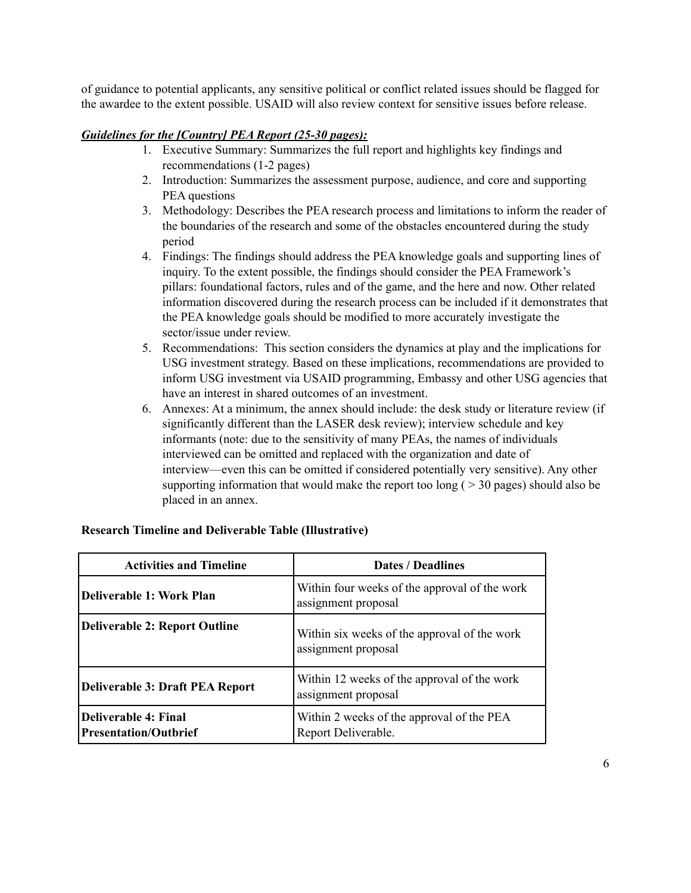of guidance to potential applicants, any sensitive political or conflict related issues should be flagged for the awardee to the extent possible. USAID will also review context for sensitive issues before release.

***Guidelines for the [Country] PEA Report (25-30 pages):***

1. Executive Summary: Summarizes the full report and highlights key findings and recommendations (1-2 pages)
2. Introduction: Summarizes the assessment purpose, audience, and core and supporting PEA questions
3. Methodology: Describes the PEA research process and limitations to inform the reader of the boundaries of the research and some of the obstacles encountered during the study period
4. Findings: The findings should address the PEA knowledge goals and supporting lines of inquiry. To the extent possible, the findings should consider the PEA Framework's pillars: foundational factors, rules and of the game, and the here and now. Other related information discovered during the research process can be included if it demonstrates that the PEA knowledge goals should be modified to more accurately investigate the sector/issue under review.
5. Recommendations: This section considers the dynamics at play and the implications for USG investment strategy. Based on these implications, recommendations are provided to inform USG investment via USAID programming, Embassy and other USG agencies that have an interest in shared outcomes of an investment.
6. Annexes: At a minimum, the annex should include: the desk study or literature review (if significantly different than the LASER desk review); interview schedule and key informants (note: due to the sensitivity of many PEAs, the names of individuals interviewed can be omitted and replaced with the organization and date of interview—even this can be omitted if considered potentially very sensitive). Any other supporting information that would make the report too long ( > 30 pages) should also be placed in an annex.

**Research Timeline and Deliverable Table (Illustrative)**

| Activities and Timeline | Dates / Deadlines |
|---|---|
| **Deliverable 1: Work Plan** | Within four weeks of the approval of the work assignment proposal |
| **Deliverable 2: Report Outline** | Within six weeks of the approval of the work assignment proposal |
| **Deliverable 3: Draft PEA Report** | Within 12 weeks of the approval of the work assignment proposal |
| **Deliverable 4: Final Presentation/Outbrief** | Within 2 weeks of the approval of the PEA Report Deliverable. |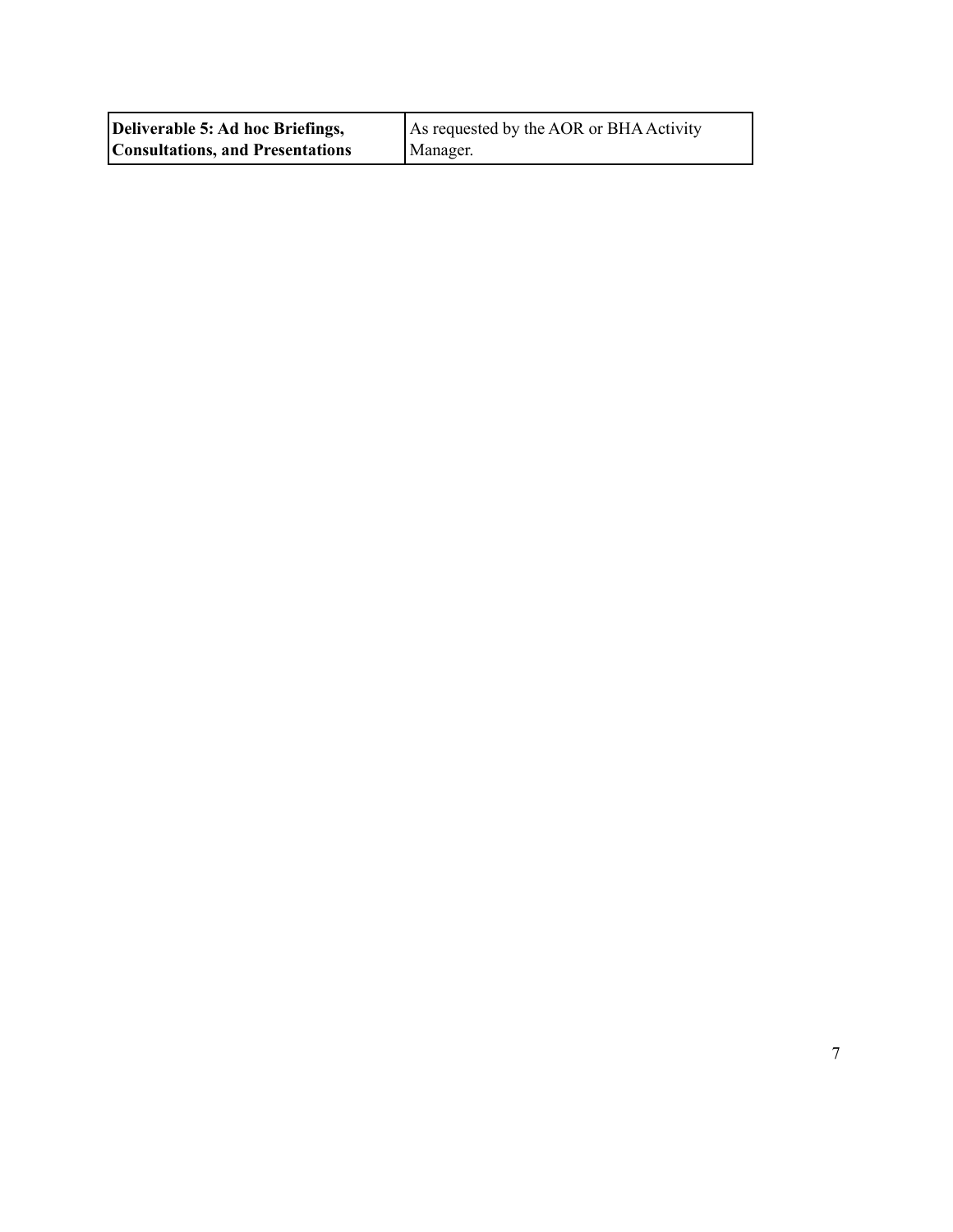| **Deliverable 5: Ad hoc Briefings, Consultations, and Presentations** | As requested by the AOR or BHA Activity Manager. |
|---|---|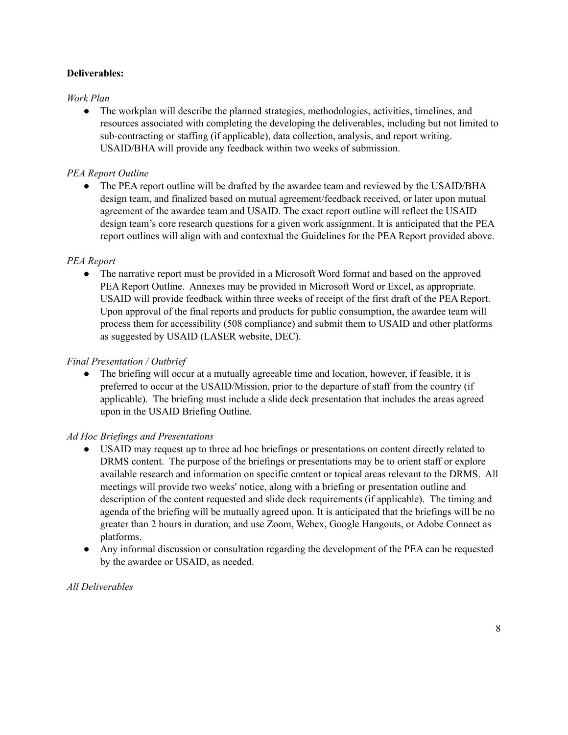**Deliverables:**

*Work Plan*

- The workplan will describe the planned strategies, methodologies, activities, timelines, and resources associated with completing the developing the deliverables, including but not limited to sub-contracting or staffing (if applicable), data collection, analysis, and report writing. USAID/BHA will provide any feedback within two weeks of submission.

*PEA Report Outline*

- The PEA report outline will be drafted by the awardee team and reviewed by the USAID/BHA design team, and finalized based on mutual agreement/feedback received, or later upon mutual agreement of the awardee team and USAID. The exact report outline will reflect the USAID design team's core research questions for a given work assignment. It is anticipated that the PEA report outlines will align with and contextual the Guidelines for the PEA Report provided above.

*PEA Report*

- The narrative report must be provided in a Microsoft Word format and based on the approved PEA Report Outline. Annexes may be provided in Microsoft Word or Excel, as appropriate. USAID will provide feedback within three weeks of receipt of the first draft of the PEA Report. Upon approval of the final reports and products for public consumption, the awardee team will process them for accessibility (508 compliance) and submit them to USAID and other platforms as suggested by USAID (LASER website, DEC).

*Final Presentation / Outbrief*

- The briefing will occur at a mutually agreeable time and location, however, if feasible, it is preferred to occur at the USAID/Mission, prior to the departure of staff from the country (if applicable). The briefing must include a slide deck presentation that includes the areas agreed upon in the USAID Briefing Outline.

*Ad Hoc Briefings and Presentations*

- USAID may request up to three ad hoc briefings or presentations on content directly related to DRMS content. The purpose of the briefings or presentations may be to orient staff or explore available research and information on specific content or topical areas relevant to the DRMS. All meetings will provide two weeks' notice, along with a briefing or presentation outline and description of the content requested and slide deck requirements (if applicable). The timing and agenda of the briefing will be mutually agreed upon. It is anticipated that the briefings will be no greater than 2 hours in duration, and use Zoom, Webex, Google Hangouts, or Adobe Connect as platforms.
- Any informal discussion or consultation regarding the development of the PEA can be requested by the awardee or USAID, as needed.

*All Deliverables*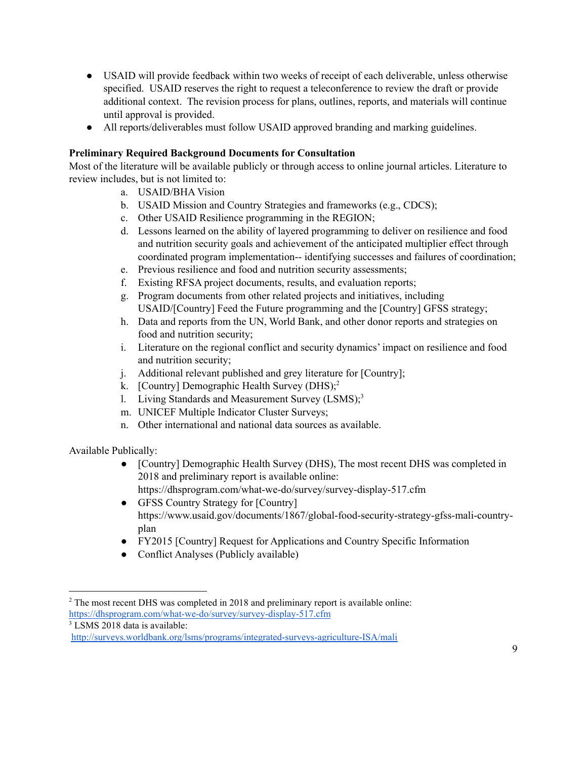- USAID will provide feedback within two weeks of receipt of each deliverable, unless otherwise specified. USAID reserves the right to request a teleconference to review the draft or provide additional context. The revision process for plans, outlines, reports, and materials will continue until approval is provided.
- All reports/deliverables must follow USAID approved branding and marking guidelines.

**Preliminary Required Background Documents for Consultation**

Most of the literature will be available publicly or through access to online journal articles. Literature to review includes, but is not limited to:

a. USAID/BHA Vision
b. USAID Mission and Country Strategies and frameworks (e.g., CDCS);
c. Other USAID Resilience programming in the REGION;
d. Lessons learned on the ability of layered programming to deliver on resilience and food and nutrition security goals and achievement of the anticipated multiplier effect through coordinated program implementation-- identifying successes and failures of coordination;
e. Previous resilience and food and nutrition security assessments;
f. Existing RFSA project documents, results, and evaluation reports;
g. Program documents from other related projects and initiatives, including USAID/[Country] Feed the Future programming and the [Country] GFSS strategy;
h. Data and reports from the UN, World Bank, and other donor reports and strategies on food and nutrition security;
i. Literature on the regional conflict and security dynamics' impact on resilience and food and nutrition security;
j. Additional relevant published and grey literature for [Country];
k. [Country] Demographic Health Survey (DHS);[2]
l. Living Standards and Measurement Survey (LSMS);[3]
m. UNICEF Multiple Indicator Cluster Surveys;
n. Other international and national data sources as available.

Available Publically:

- [Country] Demographic Health Survey (DHS), The most recent DHS was completed in 2018 and preliminary report is available online: https://dhsprogram.com/what-we-do/survey/survey-display-517.cfm
- GFSS Country Strategy for [Country] https://www.usaid.gov/documents/1867/global-food-security-strategy-gfss-mali-country-plan
- FY2015 [Country] Request for Applications and Country Specific Information
- Conflict Analyses (Publicly available)

---

[2] The most recent DHS was completed in 2018 and preliminary report is available online: https://dhsprogram.com/what-we-do/survey/survey-display-517.cfm

[3] LSMS 2018 data is available: http://surveys.worldbank.org/lsms/programs/integrated-surveys-agriculture-ISA/mali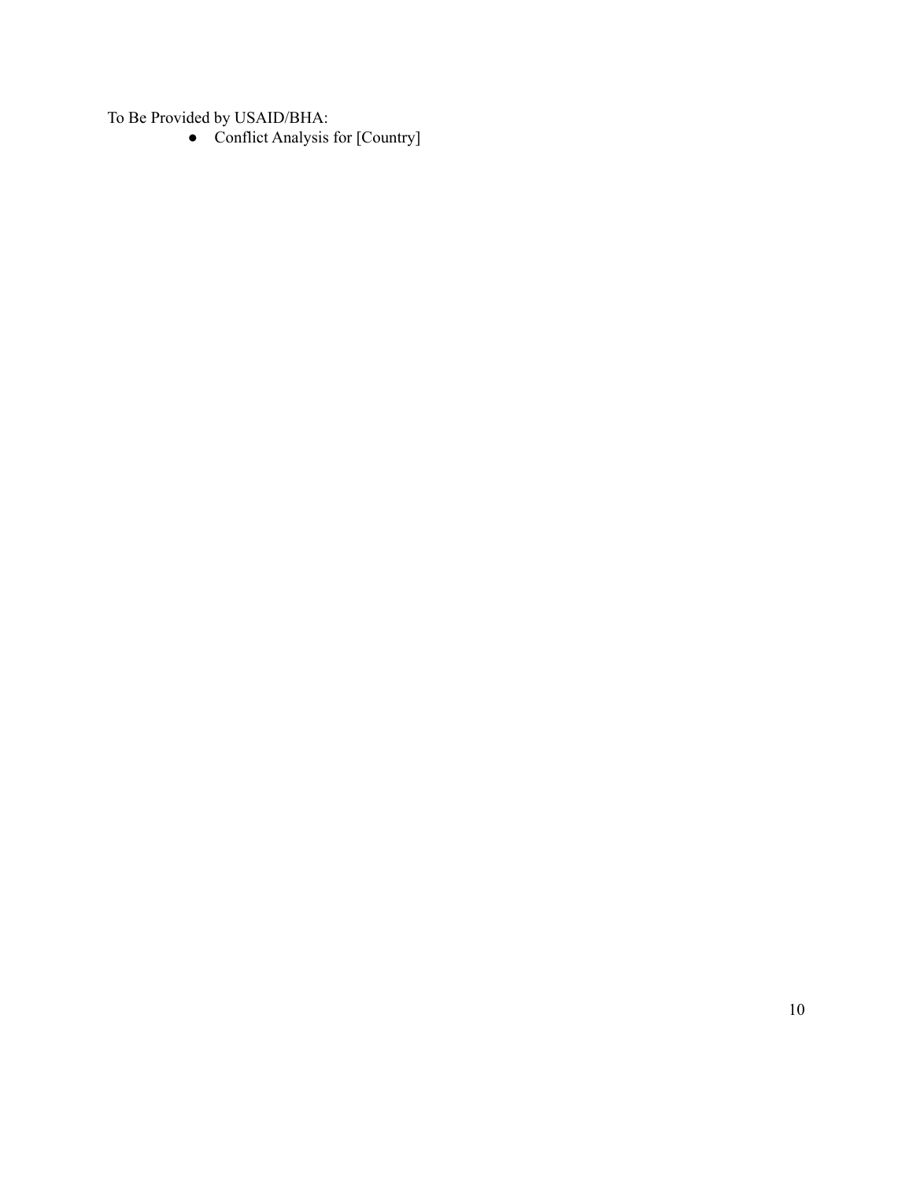To Be Provided by USAID/BHA:

- Conflict Analysis for [Country]